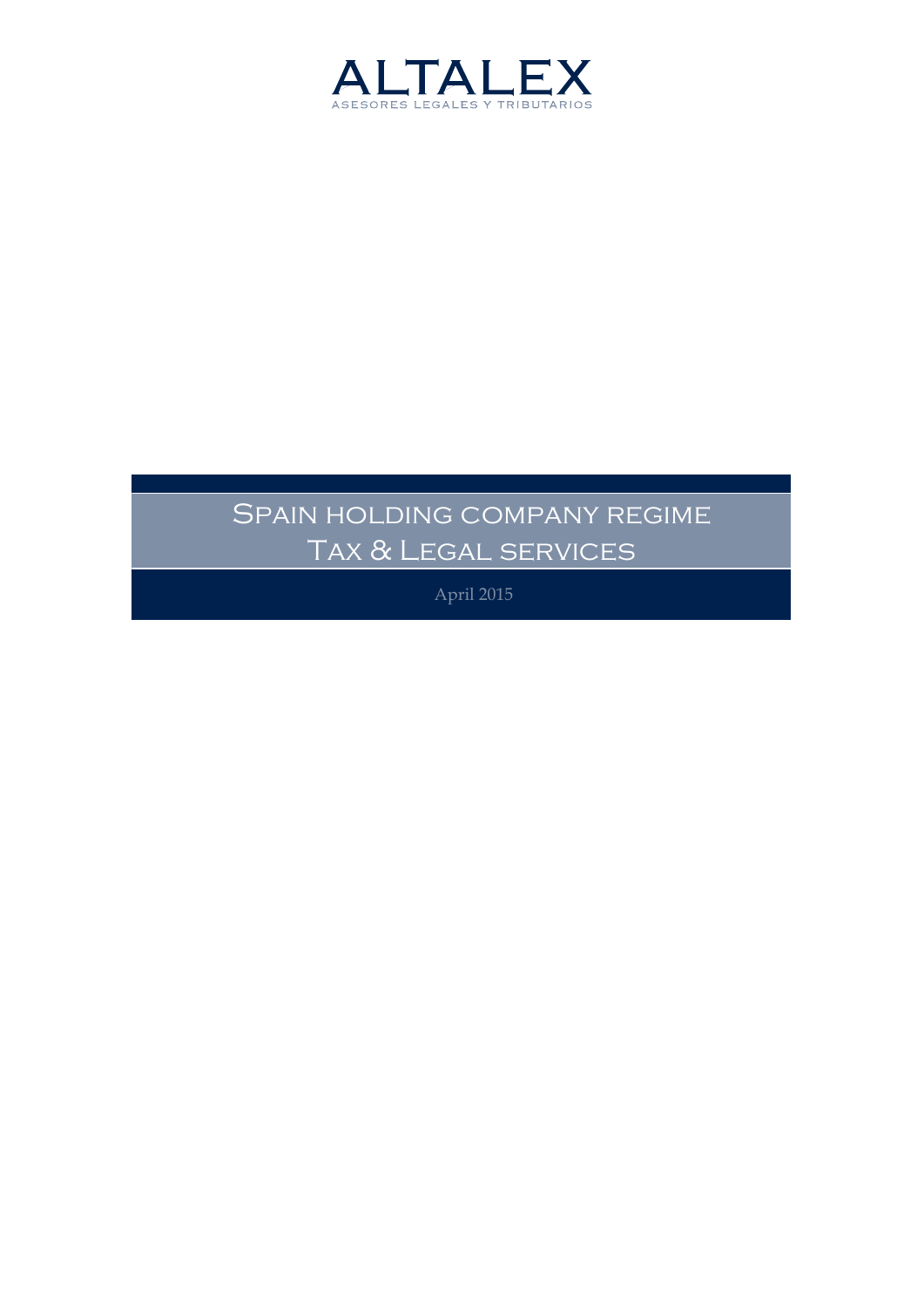ALTALEX

ASESORES LEGALES Y TRIBUTARIOS

# Spain holding company regime
# Tax & Legal services

April 2015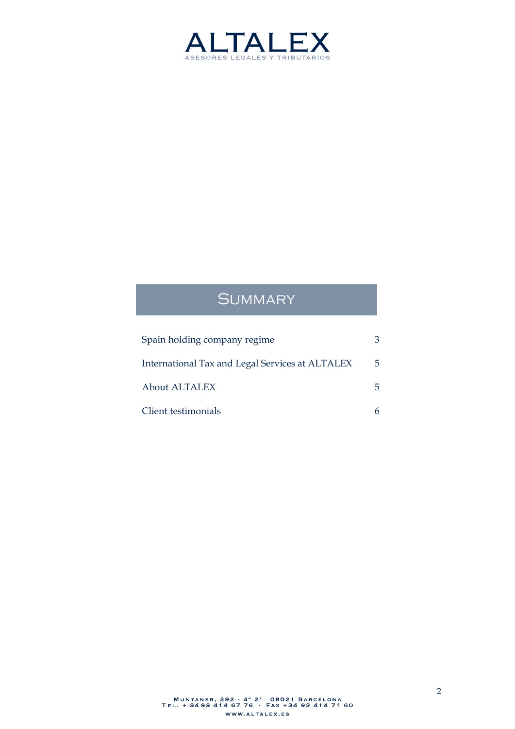# ALTALEX

ASESORES LEGALES Y TRIBUTARIOS

## Summary

| | |
|---|---|
| Spain holding company regime | 3 |
| International Tax and Legal Services at ALTALEX | 5 |
| About ALTALEX | 5 |
| Client testimonials | 6 |

Muntaner, 292 - 4º 2ª 08021 Barcelona
Tel. + 34 93 414 67 76 · Fax +34 93 414 71 60
www.altalex.es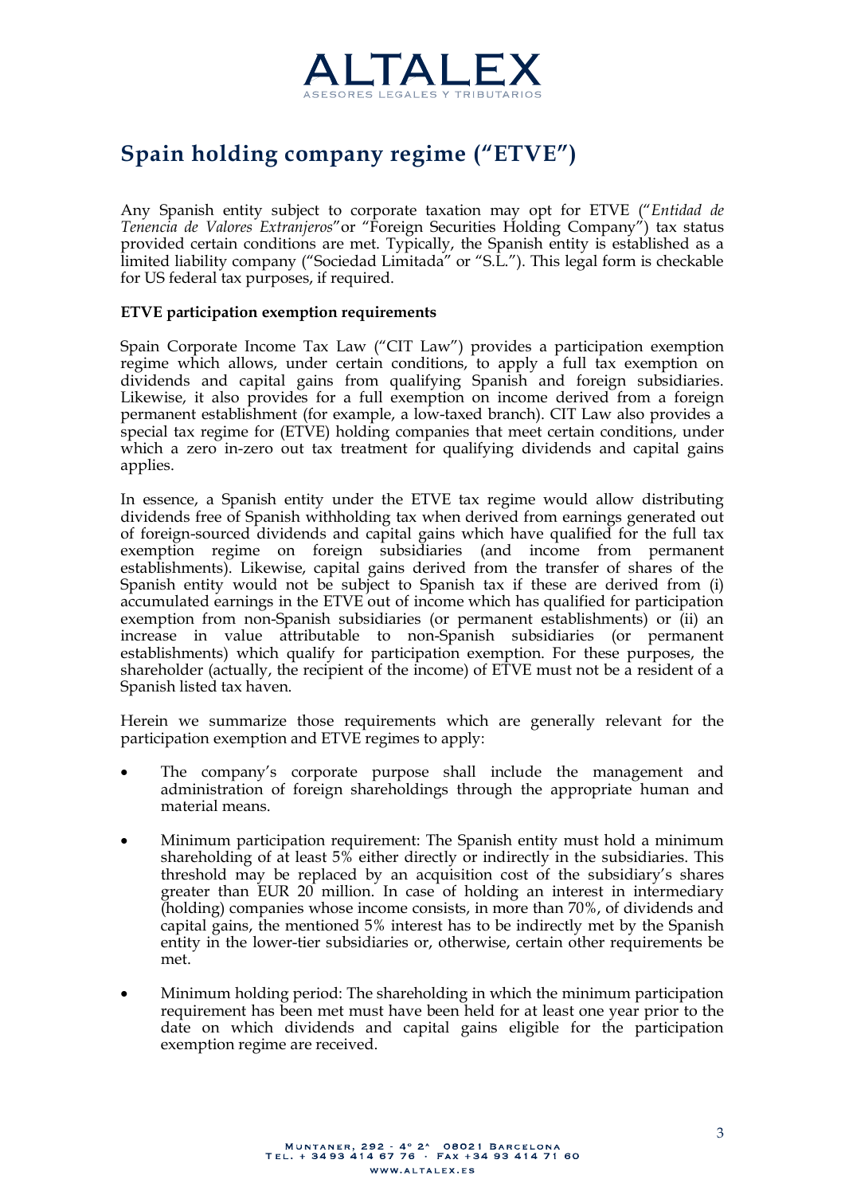# Spain holding company regime ("ETVE")

Any Spanish entity subject to corporate taxation may opt for ETVE ("*Entidad de Tenencia de Valores Extranjeros*"or "Foreign Securities Holding Company") tax status provided certain conditions are met. Typically, the Spanish entity is established as a limited liability company ("Sociedad Limitada" or "S.L."). This legal form is checkable for US federal tax purposes, if required.

**ETVE participation exemption requirements**

Spain Corporate Income Tax Law ("CIT Law") provides a participation exemption regime which allows, under certain conditions, to apply a full tax exemption on dividends and capital gains from qualifying Spanish and foreign subsidiaries. Likewise, it also provides for a full exemption on income derived from a foreign permanent establishment (for example, a low-taxed branch). CIT Law also provides a special tax regime for (ETVE) holding companies that meet certain conditions, under which a zero in-zero out tax treatment for qualifying dividends and capital gains applies.

In essence, a Spanish entity under the ETVE tax regime would allow distributing dividends free of Spanish withholding tax when derived from earnings generated out of foreign-sourced dividends and capital gains which have qualified for the full tax exemption regime on foreign subsidiaries (and income from permanent establishments). Likewise, capital gains derived from the transfer of shares of the Spanish entity would not be subject to Spanish tax if these are derived from (i) accumulated earnings in the ETVE out of income which has qualified for participation exemption from non-Spanish subsidiaries (or permanent establishments) or (ii) an increase in value attributable to non-Spanish subsidiaries (or permanent establishments) which qualify for participation exemption. For these purposes, the shareholder (actually, the recipient of the income) of ETVE must not be a resident of a Spanish listed tax haven.

Herein we summarize those requirements which are generally relevant for the participation exemption and ETVE regimes to apply:

- The company's corporate purpose shall include the management and administration of foreign shareholdings through the appropriate human and material means.
- Minimum participation requirement: The Spanish entity must hold a minimum shareholding of at least 5% either directly or indirectly in the subsidiaries. This threshold may be replaced by an acquisition cost of the subsidiary's shares greater than EUR 20 million. In case of holding an interest in intermediary (holding) companies whose income consists, in more than 70%, of dividends and capital gains, the mentioned 5% interest has to be indirectly met by the Spanish entity in the lower-tier subsidiaries or, otherwise, certain other requirements be met.
- Minimum holding period: The shareholding in which the minimum participation requirement has been met must have been held for at least one year prior to the date on which dividends and capital gains eligible for the participation exemption regime are received.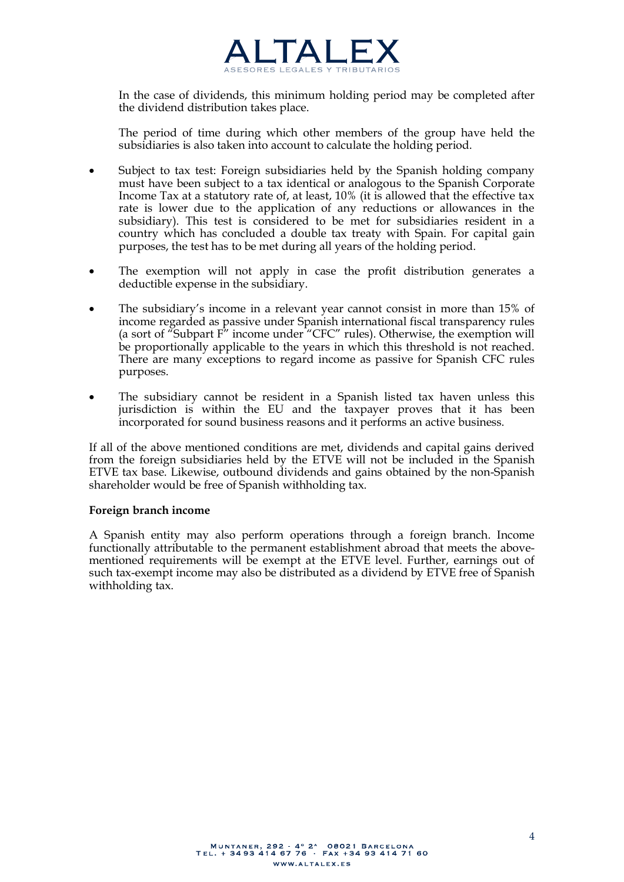In the case of dividends, this minimum holding period may be completed after the dividend distribution takes place.

The period of time during which other members of the group have held the subsidiaries is also taken into account to calculate the holding period.

- Subject to tax test: Foreign subsidiaries held by the Spanish holding company must have been subject to a tax identical or analogous to the Spanish Corporate Income Tax at a statutory rate of, at least, 10% (it is allowed that the effective tax rate is lower due to the application of any reductions or allowances in the subsidiary). This test is considered to be met for subsidiaries resident in a country which has concluded a double tax treaty with Spain. For capital gain purposes, the test has to be met during all years of the holding period.

- The exemption will not apply in case the profit distribution generates a deductible expense in the subsidiary.

- The subsidiary's income in a relevant year cannot consist in more than 15% of income regarded as passive under Spanish international fiscal transparency rules (a sort of "Subpart F" income under "CFC" rules). Otherwise, the exemption will be proportionally applicable to the years in which this threshold is not reached. There are many exceptions to regard income as passive for Spanish CFC rules purposes.

- The subsidiary cannot be resident in a Spanish listed tax haven unless this jurisdiction is within the EU and the taxpayer proves that it has been incorporated for sound business reasons and it performs an active business.

If all of the above mentioned conditions are met, dividends and capital gains derived from the foreign subsidiaries held by the ETVE will not be included in the Spanish ETVE tax base. Likewise, outbound dividends and gains obtained by the non-Spanish shareholder would be free of Spanish withholding tax.

**Foreign branch income**

A Spanish entity may also perform operations through a foreign branch. Income functionally attributable to the permanent establishment abroad that meets the above-mentioned requirements will be exempt at the ETVE level. Further, earnings out of such tax-exempt income may also be distributed as a dividend by ETVE free of Spanish withholding tax.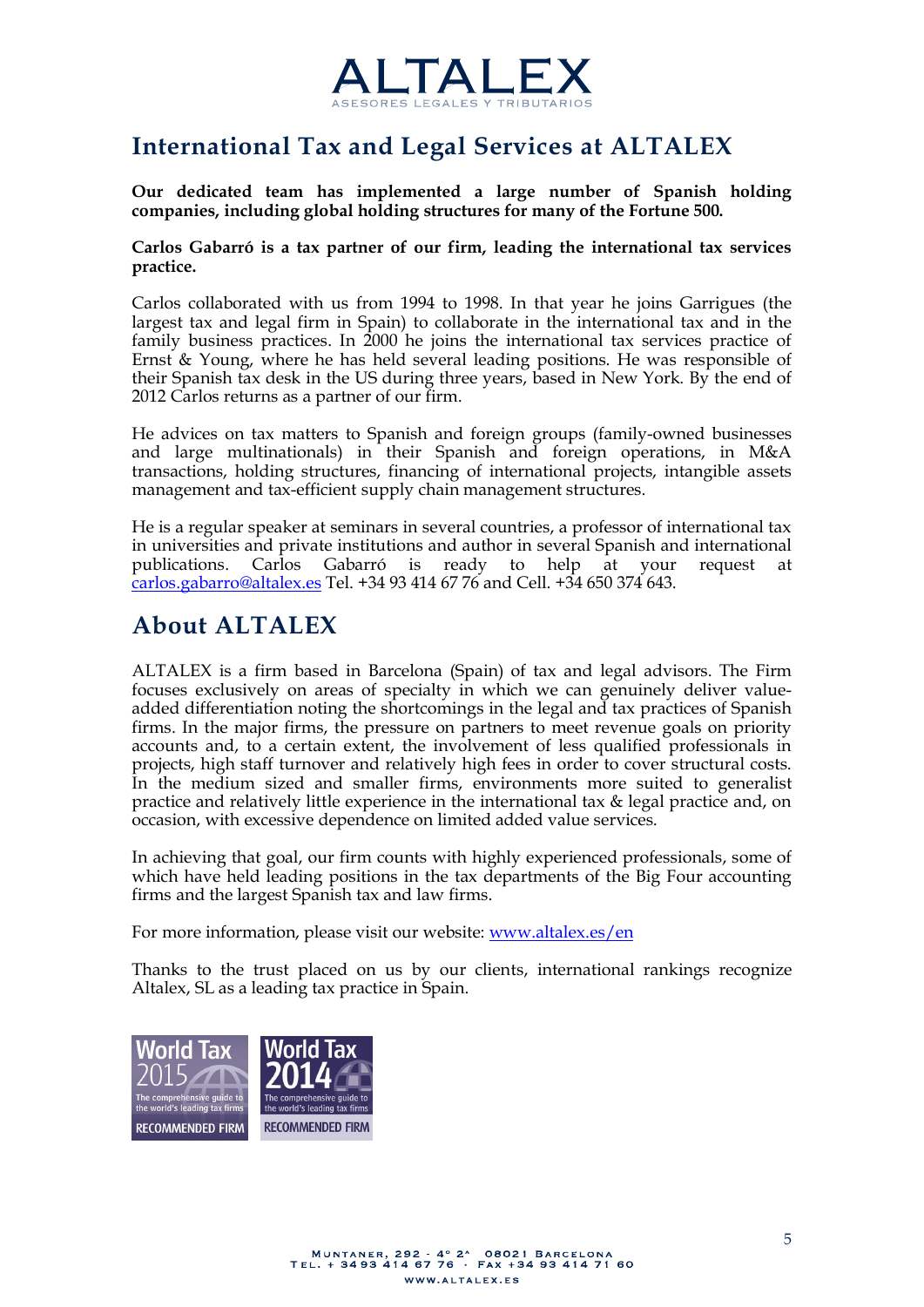# ALTALEX

ASESORES LEGALES Y TRIBUTARIOS

## International Tax and Legal Services at ALTALEX

**Our dedicated team has implemented a large number of Spanish holding companies, including global holding structures for many of the Fortune 500.**

**Carlos Gabarró is a tax partner of our firm, leading the international tax services practice.**

Carlos collaborated with us from 1994 to 1998. In that year he joins Garrigues (the largest tax and legal firm in Spain) to collaborate in the international tax and in the family business practices. In 2000 he joins the international tax services practice of Ernst & Young, where he has held several leading positions. He was responsible of their Spanish tax desk in the US during three years, based in New York. By the end of 2012 Carlos returns as a partner of our firm.

He advices on tax matters to Spanish and foreign groups (family-owned businesses and large multinationals) in their Spanish and foreign operations, in M&A transactions, holding structures, financing of international projects, intangible assets management and tax-efficient supply chain management structures.

He is a regular speaker at seminars in several countries, a professor of international tax in universities and private institutions and author in several Spanish and international publications. Carlos Gabarró is ready to help at your request at carlos.gabarro@altalex.es Tel. +34 93 414 67 76 and Cell. +34 650 374 643.

## About ALTALEX

ALTALEX is a firm based in Barcelona (Spain) of tax and legal advisors. The Firm focuses exclusively on areas of specialty in which we can genuinely deliver value-added differentiation noting the shortcomings in the legal and tax practices of Spanish firms. In the major firms, the pressure on partners to meet revenue goals on priority accounts and, to a certain extent, the involvement of less qualified professionals in projects, high staff turnover and relatively high fees in order to cover structural costs. In the medium sized and smaller firms, environments more suited to generalist practice and relatively little experience in the international tax & legal practice and, on occasion, with excessive dependence on limited added value services.

In achieving that goal, our firm counts with highly experienced professionals, some of which have held leading positions in the tax departments of the Big Four accounting firms and the largest Spanish tax and law firms.

For more information, please visit our website: www.altalex.es/en

Thanks to the trust placed on us by our clients, international rankings recognize Altalex, SL as a leading tax practice in Spain.

World Tax 2015 — The comprehensive guide to the world's leading tax firms — RECOMMENDED FIRM

World Tax 2014 — The comprehensive guide to the world's leading tax firms — RECOMMENDED FIRM

MUNTANER, 292 - 4º 2ª 08021 BARCELONA
TEL. + 34 93 414 67 76 · FAX +34 93 414 71 60
WWW.ALTALEX.ES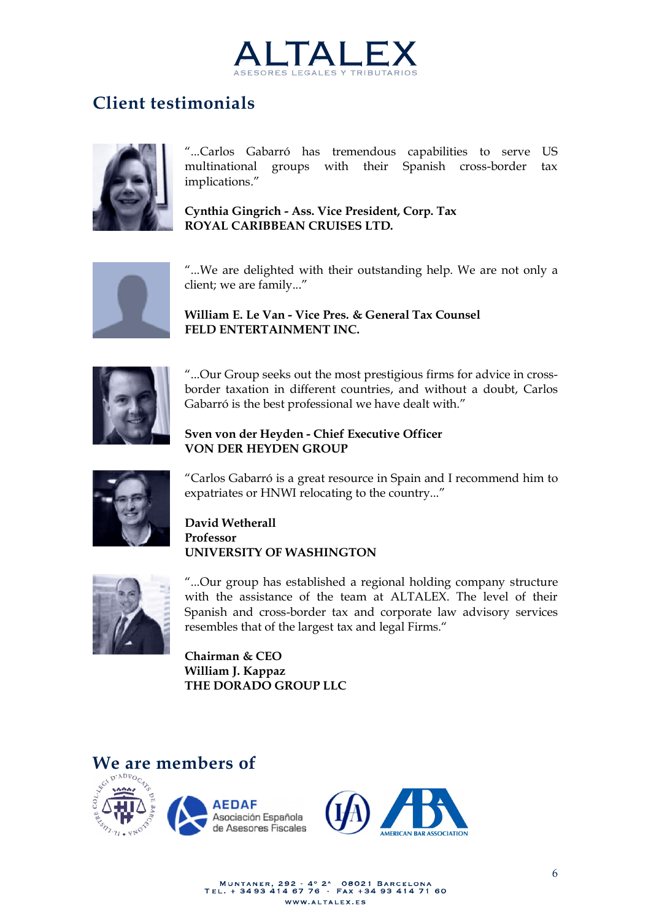# Client testimonials

"...Carlos Gabarró has tremendous capabilities to serve US multinational groups with their Spanish cross-border tax implications."

**Cynthia Gingrich - Ass. Vice President, Corp. Tax**
**ROYAL CARIBBEAN CRUISES LTD.**

"...We are delighted with their outstanding help. We are not only a client; we are family..."

**William E. Le Van - Vice Pres. & General Tax Counsel**
**FELD ENTERTAINMENT INC.**

"...Our Group seeks out the most prestigious firms for advice in cross-border taxation in different countries, and without a doubt, Carlos Gabarró is the best professional we have dealt with."

**Sven von der Heyden - Chief Executive Officer**
**VON DER HEYDEN GROUP**

"Carlos Gabarró is a great resource in Spain and I recommend him to expatriates or HNWI relocating to the country..."

**David Wetherall**
**Professor**
**UNIVERSITY OF WASHINGTON**

"...Our group has established a regional holding company structure with the assistance of the team at ALTALEX. The level of their Spanish and cross-border tax and corporate law advisory services resembles that of the largest tax and legal Firms."

**Chairman & CEO**
**William J. Kappaz**
**THE DORADO GROUP LLC**

## We are members of

AEDAF Asociación Española de Asesores Fiscales

AMERICAN BAR ASSOCIATION

MUNTANER, 292 - 4º 2ª 08021 BARCELONA
TEL. + 34 93 414 67 76 · FAX +34 93 414 71 60
WWW.ALTALEX.ES